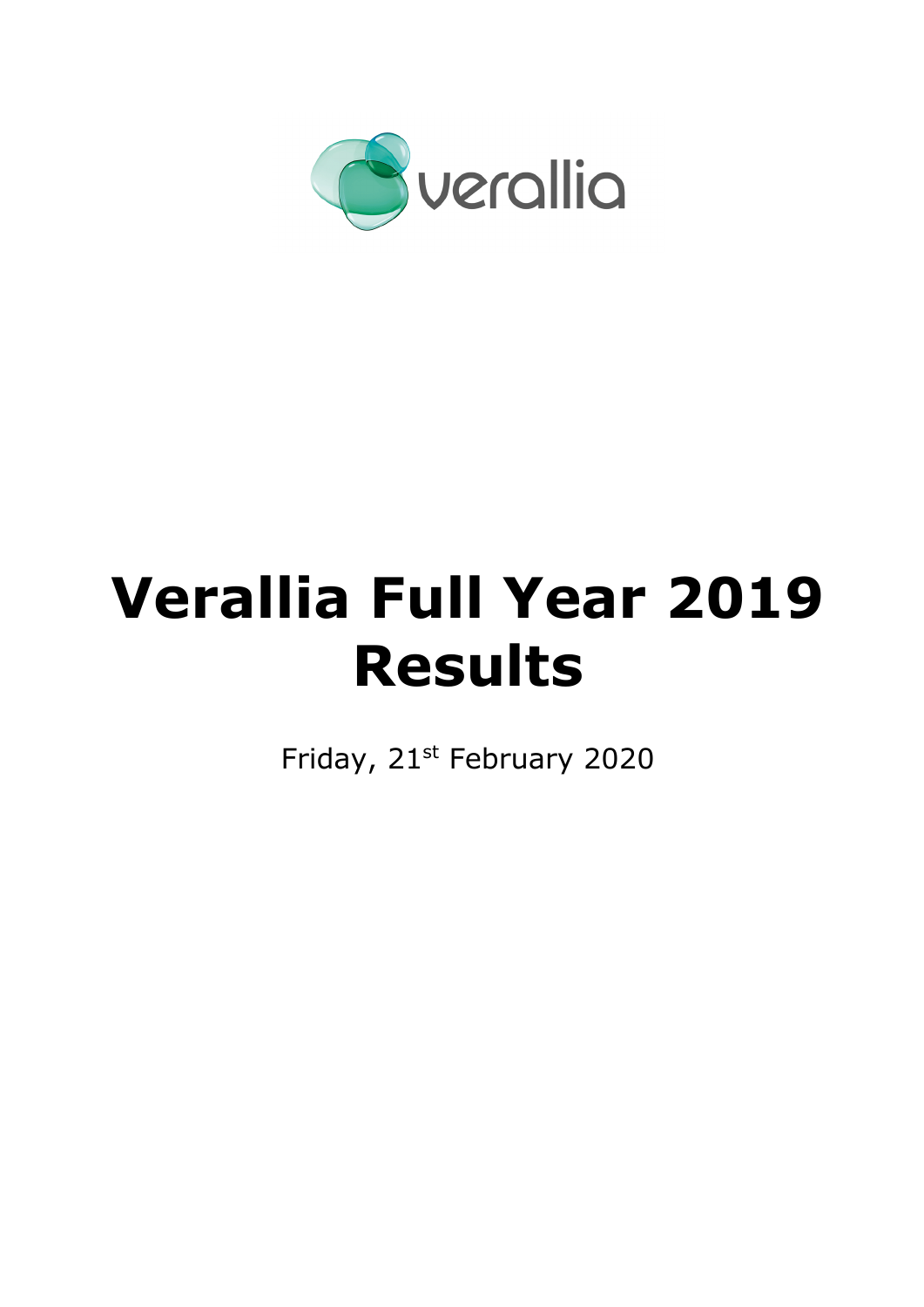# Verallia Full Year 2019 Results

Friday, 21st February 2020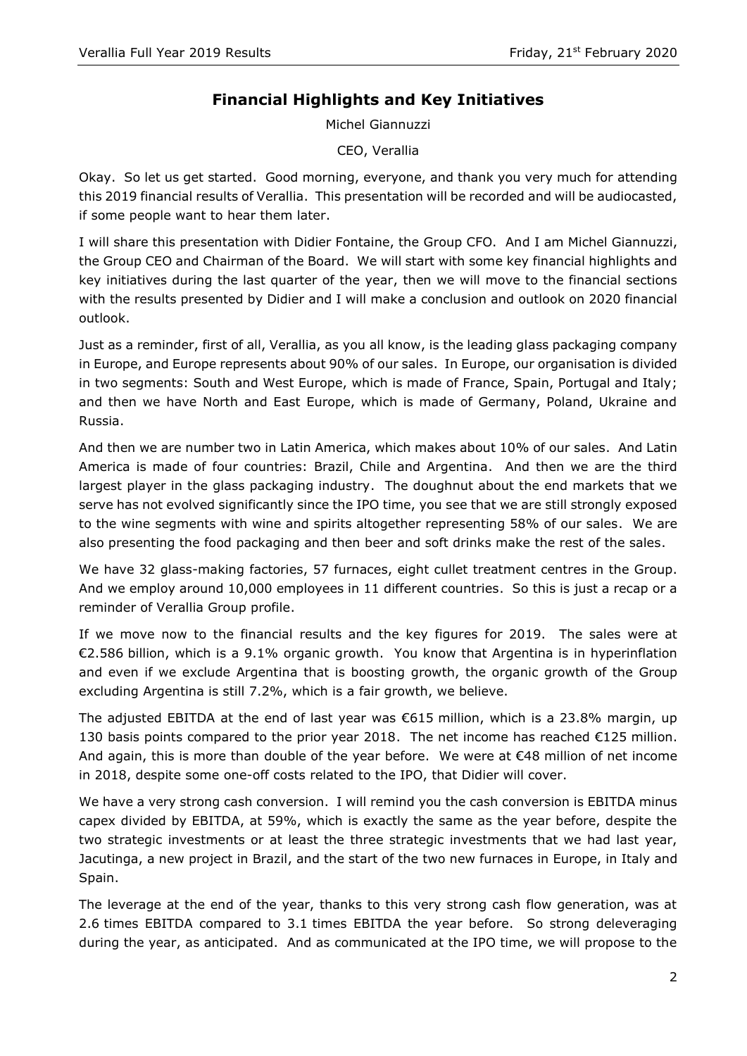## Financial Highlights and Key Initiatives

Michel Giannuzzi

CEO, Verallia

Okay. So let us get started. Good morning, everyone, and thank you very much for attending this 2019 financial results of Verallia. This presentation will be recorded and will be audiocasted, if some people want to hear them later.

I will share this presentation with Didier Fontaine, the Group CFO. And I am Michel Giannuzzi, the Group CEO and Chairman of the Board. We will start with some key financial highlights and key initiatives during the last quarter of the year, then we will move to the financial sections with the results presented by Didier and I will make a conclusion and outlook on 2020 financial outlook.

Just as a reminder, first of all, Verallia, as you all know, is the leading glass packaging company in Europe, and Europe represents about 90% of our sales. In Europe, our organisation is divided in two segments: South and West Europe, which is made of France, Spain, Portugal and Italy; and then we have North and East Europe, which is made of Germany, Poland, Ukraine and Russia.

And then we are number two in Latin America, which makes about 10% of our sales. And Latin America is made of four countries: Brazil, Chile and Argentina. And then we are the third largest player in the glass packaging industry. The doughnut about the end markets that we serve has not evolved significantly since the IPO time, you see that we are still strongly exposed to the wine segments with wine and spirits altogether representing 58% of our sales. We are also presenting the food packaging and then beer and soft drinks make the rest of the sales.

We have 32 glass-making factories, 57 furnaces, eight cullet treatment centres in the Group. And we employ around 10,000 employees in 11 different countries. So this is just a recap or a reminder of Verallia Group profile.

If we move now to the financial results and the key figures for 2019. The sales were at €2.586 billion, which is a 9.1% organic growth. You know that Argentina is in hyperinflation and even if we exclude Argentina that is boosting growth, the organic growth of the Group excluding Argentina is still 7.2%, which is a fair growth, we believe.

The adjusted EBITDA at the end of last year was €615 million, which is a 23.8% margin, up 130 basis points compared to the prior year 2018. The net income has reached €125 million. And again, this is more than double of the year before. We were at €48 million of net income in 2018, despite some one-off costs related to the IPO, that Didier will cover.

We have a very strong cash conversion. I will remind you the cash conversion is EBITDA minus capex divided by EBITDA, at 59%, which is exactly the same as the year before, despite the two strategic investments or at least the three strategic investments that we had last year, Jacutinga, a new project in Brazil, and the start of the two new furnaces in Europe, in Italy and Spain.

The leverage at the end of the year, thanks to this very strong cash flow generation, was at 2.6 times EBITDA compared to 3.1 times EBITDA the year before. So strong deleveraging during the year, as anticipated. And as communicated at the IPO time, we will propose to the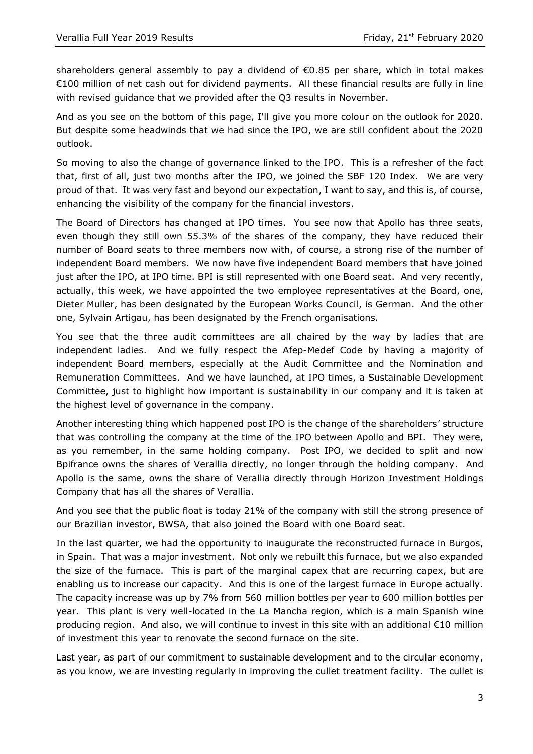shareholders general assembly to pay a dividend of €0.85 per share, which in total makes €100 million of net cash out for dividend payments. All these financial results are fully in line with revised guidance that we provided after the Q3 results in November.

And as you see on the bottom of this page, I'll give you more colour on the outlook for 2020. But despite some headwinds that we had since the IPO, we are still confident about the 2020 outlook.

So moving to also the change of governance linked to the IPO. This is a refresher of the fact that, first of all, just two months after the IPO, we joined the SBF 120 Index. We are very proud of that. It was very fast and beyond our expectation, I want to say, and this is, of course, enhancing the visibility of the company for the financial investors.

The Board of Directors has changed at IPO times. You see now that Apollo has three seats, even though they still own 55.3% of the shares of the company, they have reduced their number of Board seats to three members now with, of course, a strong rise of the number of independent Board members. We now have five independent Board members that have joined just after the IPO, at IPO time. BPI is still represented with one Board seat. And very recently, actually, this week, we have appointed the two employee representatives at the Board, one, Dieter Muller, has been designated by the European Works Council, is German. And the other one, Sylvain Artigau, has been designated by the French organisations.

You see that the three audit committees are all chaired by the way by ladies that are independent ladies. And we fully respect the Afep-Medef Code by having a majority of independent Board members, especially at the Audit Committee and the Nomination and Remuneration Committees. And we have launched, at IPO times, a Sustainable Development Committee, just to highlight how important is sustainability in our company and it is taken at the highest level of governance in the company.

Another interesting thing which happened post IPO is the change of the shareholders' structure that was controlling the company at the time of the IPO between Apollo and BPI. They were, as you remember, in the same holding company. Post IPO, we decided to split and now Bpifrance owns the shares of Verallia directly, no longer through the holding company. And Apollo is the same, owns the share of Verallia directly through Horizon Investment Holdings Company that has all the shares of Verallia.

And you see that the public float is today 21% of the company with still the strong presence of our Brazilian investor, BWSA, that also joined the Board with one Board seat.

In the last quarter, we had the opportunity to inaugurate the reconstructed furnace in Burgos, in Spain. That was a major investment. Not only we rebuilt this furnace, but we also expanded the size of the furnace. This is part of the marginal capex that are recurring capex, but are enabling us to increase our capacity. And this is one of the largest furnace in Europe actually. The capacity increase was up by 7% from 560 million bottles per year to 600 million bottles per year. This plant is very well-located in the La Mancha region, which is a main Spanish wine producing region. And also, we will continue to invest in this site with an additional €10 million of investment this year to renovate the second furnace on the site.

Last year, as part of our commitment to sustainable development and to the circular economy, as you know, we are investing regularly in improving the cullet treatment facility. The cullet is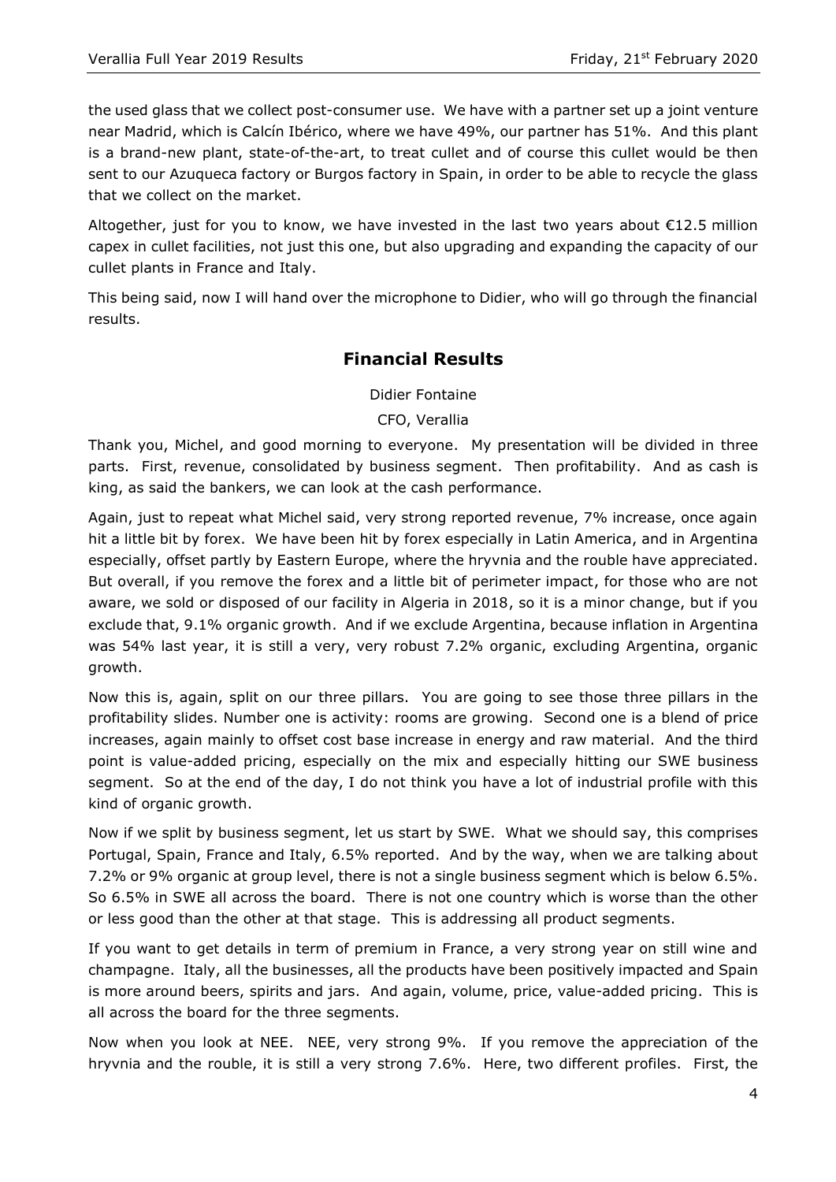the used glass that we collect post-consumer use. We have with a partner set up a joint venture near Madrid, which is Calcín Ibérico, where we have 49%, our partner has 51%. And this plant is a brand-new plant, state-of-the-art, to treat cullet and of course this cullet would be then sent to our Azuqueca factory or Burgos factory in Spain, in order to be able to recycle the glass that we collect on the market.

Altogether, just for you to know, we have invested in the last two years about €12.5 million capex in cullet facilities, not just this one, but also upgrading and expanding the capacity of our cullet plants in France and Italy.

This being said, now I will hand over the microphone to Didier, who will go through the financial results.

## Financial Results

Didier Fontaine

CFO, Verallia

Thank you, Michel, and good morning to everyone. My presentation will be divided in three parts. First, revenue, consolidated by business segment. Then profitability. And as cash is king, as said the bankers, we can look at the cash performance.

Again, just to repeat what Michel said, very strong reported revenue, 7% increase, once again hit a little bit by forex. We have been hit by forex especially in Latin America, and in Argentina especially, offset partly by Eastern Europe, where the hryvnia and the rouble have appreciated. But overall, if you remove the forex and a little bit of perimeter impact, for those who are not aware, we sold or disposed of our facility in Algeria in 2018, so it is a minor change, but if you exclude that, 9.1% organic growth. And if we exclude Argentina, because inflation in Argentina was 54% last year, it is still a very, very robust 7.2% organic, excluding Argentina, organic growth.

Now this is, again, split on our three pillars. You are going to see those three pillars in the profitability slides. Number one is activity: rooms are growing. Second one is a blend of price increases, again mainly to offset cost base increase in energy and raw material. And the third point is value-added pricing, especially on the mix and especially hitting our SWE business segment. So at the end of the day, I do not think you have a lot of industrial profile with this kind of organic growth.

Now if we split by business segment, let us start by SWE. What we should say, this comprises Portugal, Spain, France and Italy, 6.5% reported. And by the way, when we are talking about 7.2% or 9% organic at group level, there is not a single business segment which is below 6.5%. So 6.5% in SWE all across the board. There is not one country which is worse than the other or less good than the other at that stage. This is addressing all product segments.

If you want to get details in term of premium in France, a very strong year on still wine and champagne. Italy, all the businesses, all the products have been positively impacted and Spain is more around beers, spirits and jars. And again, volume, price, value-added pricing. This is all across the board for the three segments.

Now when you look at NEE. NEE, very strong 9%. If you remove the appreciation of the hryvnia and the rouble, it is still a very strong 7.6%. Here, two different profiles. First, the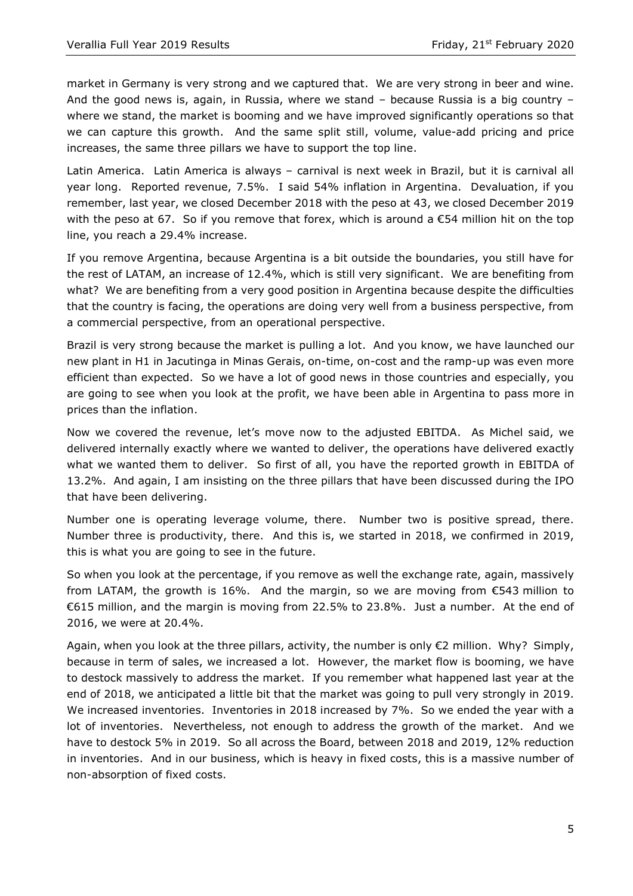market in Germany is very strong and we captured that. We are very strong in beer and wine. And the good news is, again, in Russia, where we stand – because Russia is a big country – where we stand, the market is booming and we have improved significantly operations so that we can capture this growth. And the same split still, volume, value-add pricing and price increases, the same three pillars we have to support the top line.

Latin America. Latin America is always – carnival is next week in Brazil, but it is carnival all year long. Reported revenue, 7.5%. I said 54% inflation in Argentina. Devaluation, if you remember, last year, we closed December 2018 with the peso at 43, we closed December 2019 with the peso at 67. So if you remove that forex, which is around a €54 million hit on the top line, you reach a 29.4% increase.

If you remove Argentina, because Argentina is a bit outside the boundaries, you still have for the rest of LATAM, an increase of 12.4%, which is still very significant. We are benefiting from what? We are benefiting from a very good position in Argentina because despite the difficulties that the country is facing, the operations are doing very well from a business perspective, from a commercial perspective, from an operational perspective.

Brazil is very strong because the market is pulling a lot. And you know, we have launched our new plant in H1 in Jacutinga in Minas Gerais, on-time, on-cost and the ramp-up was even more efficient than expected. So we have a lot of good news in those countries and especially, you are going to see when you look at the profit, we have been able in Argentina to pass more in prices than the inflation.

Now we covered the revenue, let's move now to the adjusted EBITDA. As Michel said, we delivered internally exactly where we wanted to deliver, the operations have delivered exactly what we wanted them to deliver. So first of all, you have the reported growth in EBITDA of 13.2%. And again, I am insisting on the three pillars that have been discussed during the IPO that have been delivering.

Number one is operating leverage volume, there. Number two is positive spread, there. Number three is productivity, there. And this is, we started in 2018, we confirmed in 2019, this is what you are going to see in the future.

So when you look at the percentage, if you remove as well the exchange rate, again, massively from LATAM, the growth is 16%. And the margin, so we are moving from €543 million to €615 million, and the margin is moving from 22.5% to 23.8%. Just a number. At the end of 2016, we were at 20.4%.

Again, when you look at the three pillars, activity, the number is only €2 million. Why? Simply, because in term of sales, we increased a lot. However, the market flow is booming, we have to destock massively to address the market. If you remember what happened last year at the end of 2018, we anticipated a little bit that the market was going to pull very strongly in 2019. We increased inventories. Inventories in 2018 increased by 7%. So we ended the year with a lot of inventories. Nevertheless, not enough to address the growth of the market. And we have to destock 5% in 2019. So all across the Board, between 2018 and 2019, 12% reduction in inventories. And in our business, which is heavy in fixed costs, this is a massive number of non-absorption of fixed costs.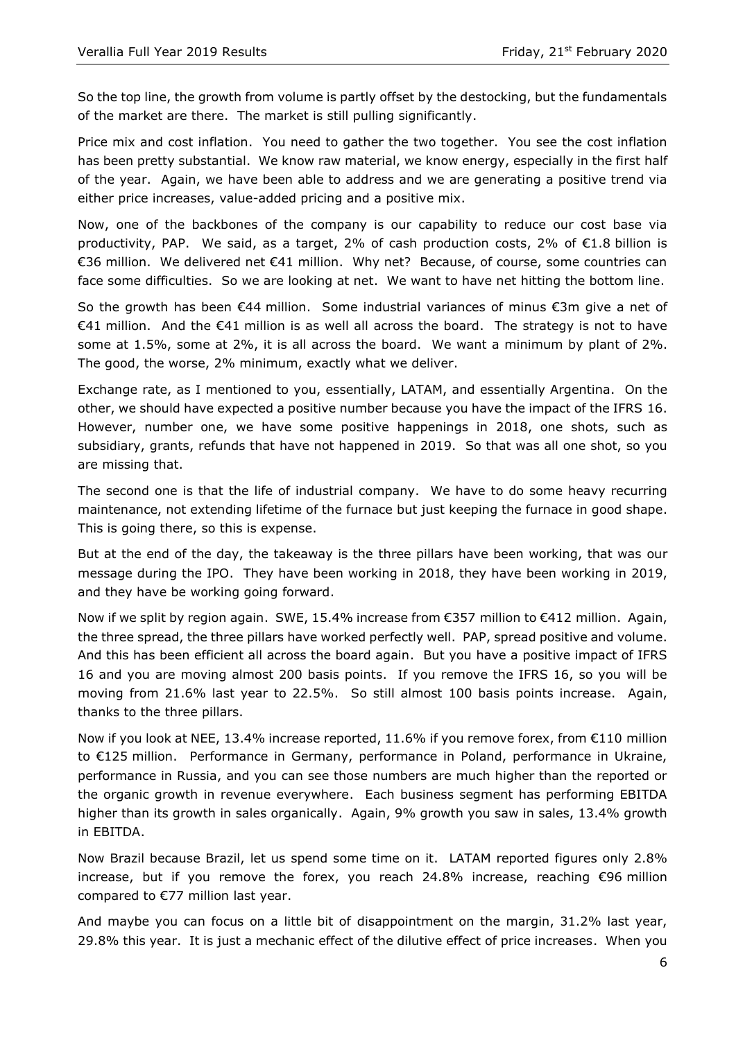So the top line, the growth from volume is partly offset by the destocking, but the fundamentals of the market are there. The market is still pulling significantly.

Price mix and cost inflation. You need to gather the two together. You see the cost inflation has been pretty substantial. We know raw material, we know energy, especially in the first half of the year. Again, we have been able to address and we are generating a positive trend via either price increases, value-added pricing and a positive mix.

Now, one of the backbones of the company is our capability to reduce our cost base via productivity, PAP. We said, as a target, 2% of cash production costs, 2% of €1.8 billion is €36 million. We delivered net €41 million. Why net? Because, of course, some countries can face some difficulties. So we are looking at net. We want to have net hitting the bottom line.

So the growth has been €44 million. Some industrial variances of minus €3m give a net of €41 million. And the €41 million is as well all across the board. The strategy is not to have some at 1.5%, some at 2%, it is all across the board. We want a minimum by plant of 2%. The good, the worse, 2% minimum, exactly what we deliver.

Exchange rate, as I mentioned to you, essentially, LATAM, and essentially Argentina. On the other, we should have expected a positive number because you have the impact of the IFRS 16. However, number one, we have some positive happenings in 2018, one shots, such as subsidiary, grants, refunds that have not happened in 2019. So that was all one shot, so you are missing that.

The second one is that the life of industrial company. We have to do some heavy recurring maintenance, not extending lifetime of the furnace but just keeping the furnace in good shape. This is going there, so this is expense.

But at the end of the day, the takeaway is the three pillars have been working, that was our message during the IPO. They have been working in 2018, they have been working in 2019, and they have be working going forward.

Now if we split by region again. SWE, 15.4% increase from €357 million to €412 million. Again, the three spread, the three pillars have worked perfectly well. PAP, spread positive and volume. And this has been efficient all across the board again. But you have a positive impact of IFRS 16 and you are moving almost 200 basis points. If you remove the IFRS 16, so you will be moving from 21.6% last year to 22.5%. So still almost 100 basis points increase. Again, thanks to the three pillars.

Now if you look at NEE, 13.4% increase reported, 11.6% if you remove forex, from €110 million to €125 million. Performance in Germany, performance in Poland, performance in Ukraine, performance in Russia, and you can see those numbers are much higher than the reported or the organic growth in revenue everywhere. Each business segment has performing EBITDA higher than its growth in sales organically. Again, 9% growth you saw in sales, 13.4% growth in EBITDA.

Now Brazil because Brazil, let us spend some time on it. LATAM reported figures only 2.8% increase, but if you remove the forex, you reach 24.8% increase, reaching €96 million compared to €77 million last year.

And maybe you can focus on a little bit of disappointment on the margin, 31.2% last year, 29.8% this year. It is just a mechanic effect of the dilutive effect of price increases. When you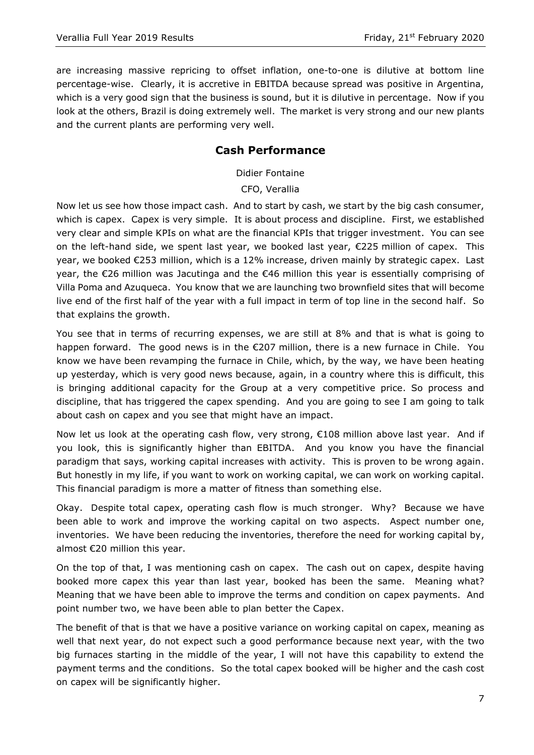are increasing massive repricing to offset inflation, one-to-one is dilutive at bottom line percentage-wise. Clearly, it is accretive in EBITDA because spread was positive in Argentina, which is a very good sign that the business is sound, but it is dilutive in percentage. Now if you look at the others, Brazil is doing extremely well. The market is very strong and our new plants and the current plants are performing very well.

## Cash Performance

Didier Fontaine

CFO, Verallia

Now let us see how those impact cash. And to start by cash, we start by the big cash consumer, which is capex. Capex is very simple. It is about process and discipline. First, we established very clear and simple KPIs on what are the financial KPIs that trigger investment. You can see on the left-hand side, we spent last year, we booked last year, €225 million of capex. This year, we booked €253 million, which is a 12% increase, driven mainly by strategic capex. Last year, the €26 million was Jacutinga and the €46 million this year is essentially comprising of Villa Poma and Azuqueca. You know that we are launching two brownfield sites that will become live end of the first half of the year with a full impact in term of top line in the second half. So that explains the growth.

You see that in terms of recurring expenses, we are still at 8% and that is what is going to happen forward. The good news is in the €207 million, there is a new furnace in Chile. You know we have been revamping the furnace in Chile, which, by the way, we have been heating up yesterday, which is very good news because, again, in a country where this is difficult, this is bringing additional capacity for the Group at a very competitive price. So process and discipline, that has triggered the capex spending. And you are going to see I am going to talk about cash on capex and you see that might have an impact.

Now let us look at the operating cash flow, very strong, €108 million above last year. And if you look, this is significantly higher than EBITDA. And you know you have the financial paradigm that says, working capital increases with activity. This is proven to be wrong again. But honestly in my life, if you want to work on working capital, we can work on working capital. This financial paradigm is more a matter of fitness than something else.

Okay. Despite total capex, operating cash flow is much stronger. Why? Because we have been able to work and improve the working capital on two aspects. Aspect number one, inventories. We have been reducing the inventories, therefore the need for working capital by, almost €20 million this year.

On the top of that, I was mentioning cash on capex. The cash out on capex, despite having booked more capex this year than last year, booked has been the same. Meaning what? Meaning that we have been able to improve the terms and condition on capex payments. And point number two, we have been able to plan better the Capex.

The benefit of that is that we have a positive variance on working capital on capex, meaning as well that next year, do not expect such a good performance because next year, with the two big furnaces starting in the middle of the year, I will not have this capability to extend the payment terms and the conditions. So the total capex booked will be higher and the cash cost on capex will be significantly higher.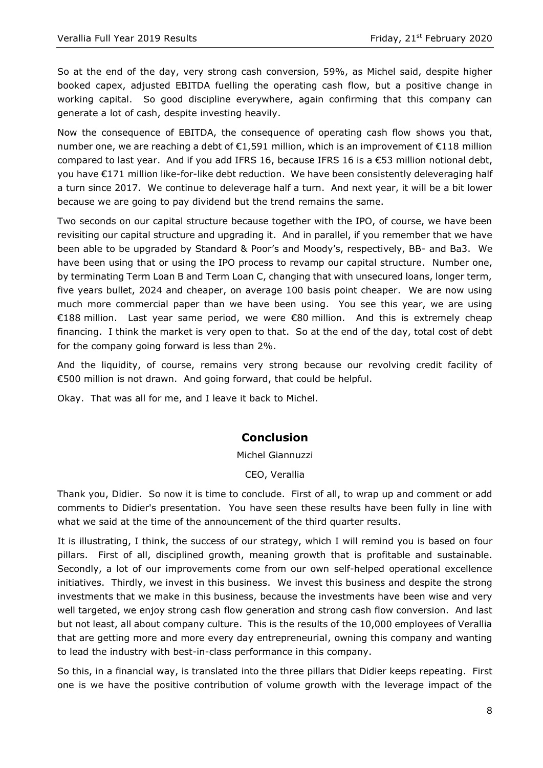So at the end of the day, very strong cash conversion, 59%, as Michel said, despite higher booked capex, adjusted EBITDA fuelling the operating cash flow, but a positive change in working capital. So good discipline everywhere, again confirming that this company can generate a lot of cash, despite investing heavily.

Now the consequence of EBITDA, the consequence of operating cash flow shows you that, number one, we are reaching a debt of €1,591 million, which is an improvement of €118 million compared to last year. And if you add IFRS 16, because IFRS 16 is a €53 million notional debt, you have €171 million like-for-like debt reduction. We have been consistently deleveraging half a turn since 2017. We continue to deleverage half a turn. And next year, it will be a bit lower because we are going to pay dividend but the trend remains the same.

Two seconds on our capital structure because together with the IPO, of course, we have been revisiting our capital structure and upgrading it. And in parallel, if you remember that we have been able to be upgraded by Standard & Poor's and Moody's, respectively, BB- and Ba3. We have been using that or using the IPO process to revamp our capital structure. Number one, by terminating Term Loan B and Term Loan C, changing that with unsecured loans, longer term, five years bullet, 2024 and cheaper, on average 100 basis point cheaper. We are now using much more commercial paper than we have been using. You see this year, we are using €188 million. Last year same period, we were €80 million. And this is extremely cheap financing. I think the market is very open to that. So at the end of the day, total cost of debt for the company going forward is less than 2%.

And the liquidity, of course, remains very strong because our revolving credit facility of €500 million is not drawn. And going forward, that could be helpful.

Okay. That was all for me, and I leave it back to Michel.

## Conclusion

Michel Giannuzzi

CEO, Verallia

Thank you, Didier. So now it is time to conclude. First of all, to wrap up and comment or add comments to Didier's presentation. You have seen these results have been fully in line with what we said at the time of the announcement of the third quarter results.

It is illustrating, I think, the success of our strategy, which I will remind you is based on four pillars. First of all, disciplined growth, meaning growth that is profitable and sustainable. Secondly, a lot of our improvements come from our own self-helped operational excellence initiatives. Thirdly, we invest in this business. We invest this business and despite the strong investments that we make in this business, because the investments have been wise and very well targeted, we enjoy strong cash flow generation and strong cash flow conversion. And last but not least, all about company culture. This is the results of the 10,000 employees of Verallia that are getting more and more every day entrepreneurial, owning this company and wanting to lead the industry with best-in-class performance in this company.

So this, in a financial way, is translated into the three pillars that Didier keeps repeating. First one is we have the positive contribution of volume growth with the leverage impact of the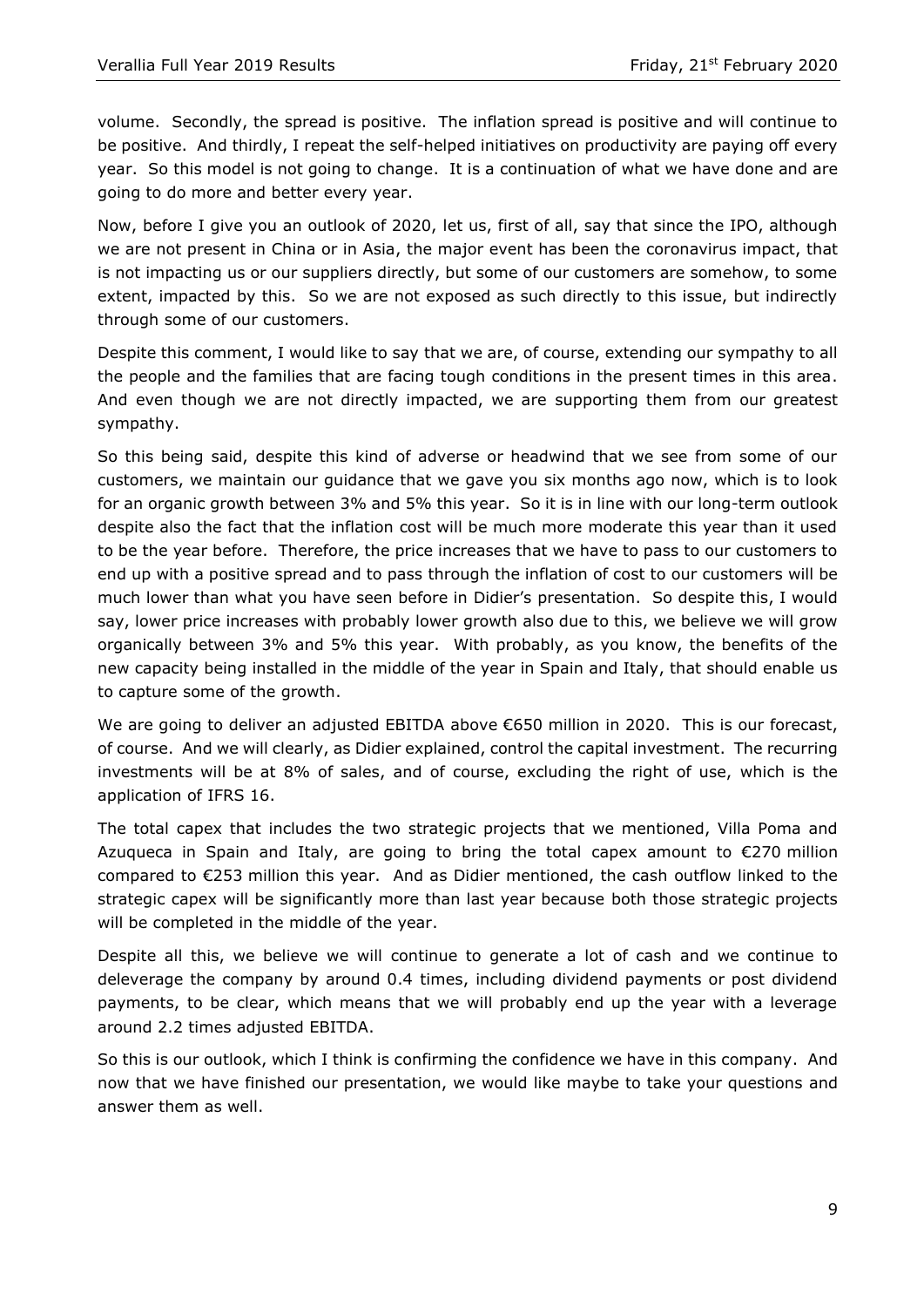volume. Secondly, the spread is positive. The inflation spread is positive and will continue to be positive. And thirdly, I repeat the self-helped initiatives on productivity are paying off every year. So this model is not going to change. It is a continuation of what we have done and are going to do more and better every year.

Now, before I give you an outlook of 2020, let us, first of all, say that since the IPO, although we are not present in China or in Asia, the major event has been the coronavirus impact, that is not impacting us or our suppliers directly, but some of our customers are somehow, to some extent, impacted by this. So we are not exposed as such directly to this issue, but indirectly through some of our customers.

Despite this comment, I would like to say that we are, of course, extending our sympathy to all the people and the families that are facing tough conditions in the present times in this area. And even though we are not directly impacted, we are supporting them from our greatest sympathy.

So this being said, despite this kind of adverse or headwind that we see from some of our customers, we maintain our guidance that we gave you six months ago now, which is to look for an organic growth between 3% and 5% this year. So it is in line with our long-term outlook despite also the fact that the inflation cost will be much more moderate this year than it used to be the year before. Therefore, the price increases that we have to pass to our customers to end up with a positive spread and to pass through the inflation of cost to our customers will be much lower than what you have seen before in Didier's presentation. So despite this, I would say, lower price increases with probably lower growth also due to this, we believe we will grow organically between 3% and 5% this year. With probably, as you know, the benefits of the new capacity being installed in the middle of the year in Spain and Italy, that should enable us to capture some of the growth.

We are going to deliver an adjusted EBITDA above €650 million in 2020. This is our forecast, of course. And we will clearly, as Didier explained, control the capital investment. The recurring investments will be at 8% of sales, and of course, excluding the right of use, which is the application of IFRS 16.

The total capex that includes the two strategic projects that we mentioned, Villa Poma and Azuqueca in Spain and Italy, are going to bring the total capex amount to €270 million compared to €253 million this year. And as Didier mentioned, the cash outflow linked to the strategic capex will be significantly more than last year because both those strategic projects will be completed in the middle of the year.

Despite all this, we believe we will continue to generate a lot of cash and we continue to deleverage the company by around 0.4 times, including dividend payments or post dividend payments, to be clear, which means that we will probably end up the year with a leverage around 2.2 times adjusted EBITDA.

So this is our outlook, which I think is confirming the confidence we have in this company. And now that we have finished our presentation, we would like maybe to take your questions and answer them as well.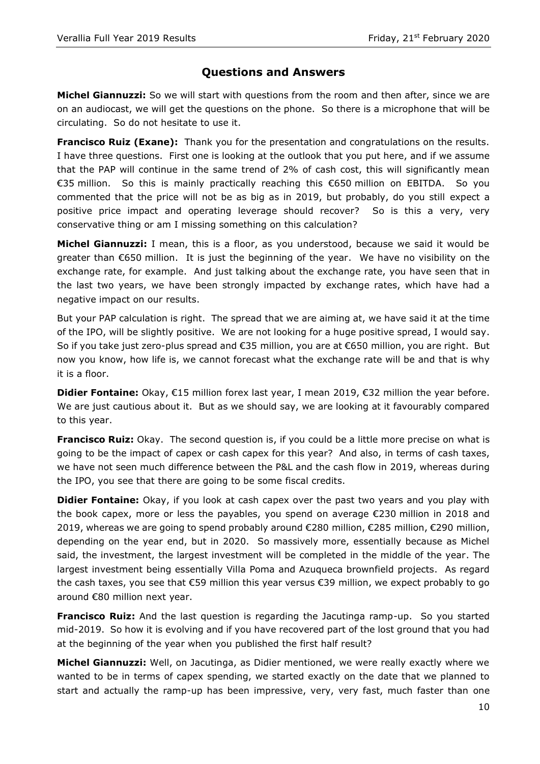## Questions and Answers

**Michel Giannuzzi:** So we will start with questions from the room and then after, since we are on an audiocast, we will get the questions on the phone. So there is a microphone that will be circulating. So do not hesitate to use it.

**Francisco Ruiz (Exane):** Thank you for the presentation and congratulations on the results. I have three questions. First one is looking at the outlook that you put here, and if we assume that the PAP will continue in the same trend of 2% of cash cost, this will significantly mean €35 million. So this is mainly practically reaching this €650 million on EBITDA. So you commented that the price will not be as big as in 2019, but probably, do you still expect a positive price impact and operating leverage should recover? So is this a very, very conservative thing or am I missing something on this calculation?

**Michel Giannuzzi:** I mean, this is a floor, as you understood, because we said it would be greater than €650 million. It is just the beginning of the year. We have no visibility on the exchange rate, for example. And just talking about the exchange rate, you have seen that in the last two years, we have been strongly impacted by exchange rates, which have had a negative impact on our results.

But your PAP calculation is right. The spread that we are aiming at, we have said it at the time of the IPO, will be slightly positive. We are not looking for a huge positive spread, I would say. So if you take just zero-plus spread and €35 million, you are at €650 million, you are right. But now you know, how life is, we cannot forecast what the exchange rate will be and that is why it is a floor.

**Didier Fontaine:** Okay, €15 million forex last year, I mean 2019, €32 million the year before. We are just cautious about it. But as we should say, we are looking at it favourably compared to this year.

**Francisco Ruiz:** Okay. The second question is, if you could be a little more precise on what is going to be the impact of capex or cash capex for this year? And also, in terms of cash taxes, we have not seen much difference between the P&L and the cash flow in 2019, whereas during the IPO, you see that there are going to be some fiscal credits.

**Didier Fontaine:** Okay, if you look at cash capex over the past two years and you play with the book capex, more or less the payables, you spend on average €230 million in 2018 and 2019, whereas we are going to spend probably around €280 million, €285 million, €290 million, depending on the year end, but in 2020. So massively more, essentially because as Michel said, the investment, the largest investment will be completed in the middle of the year. The largest investment being essentially Villa Poma and Azuqueca brownfield projects. As regard the cash taxes, you see that €59 million this year versus €39 million, we expect probably to go around €80 million next year.

**Francisco Ruiz:** And the last question is regarding the Jacutinga ramp-up. So you started mid-2019. So how it is evolving and if you have recovered part of the lost ground that you had at the beginning of the year when you published the first half result?

**Michel Giannuzzi:** Well, on Jacutinga, as Didier mentioned, we were really exactly where we wanted to be in terms of capex spending, we started exactly on the date that we planned to start and actually the ramp-up has been impressive, very, very fast, much faster than one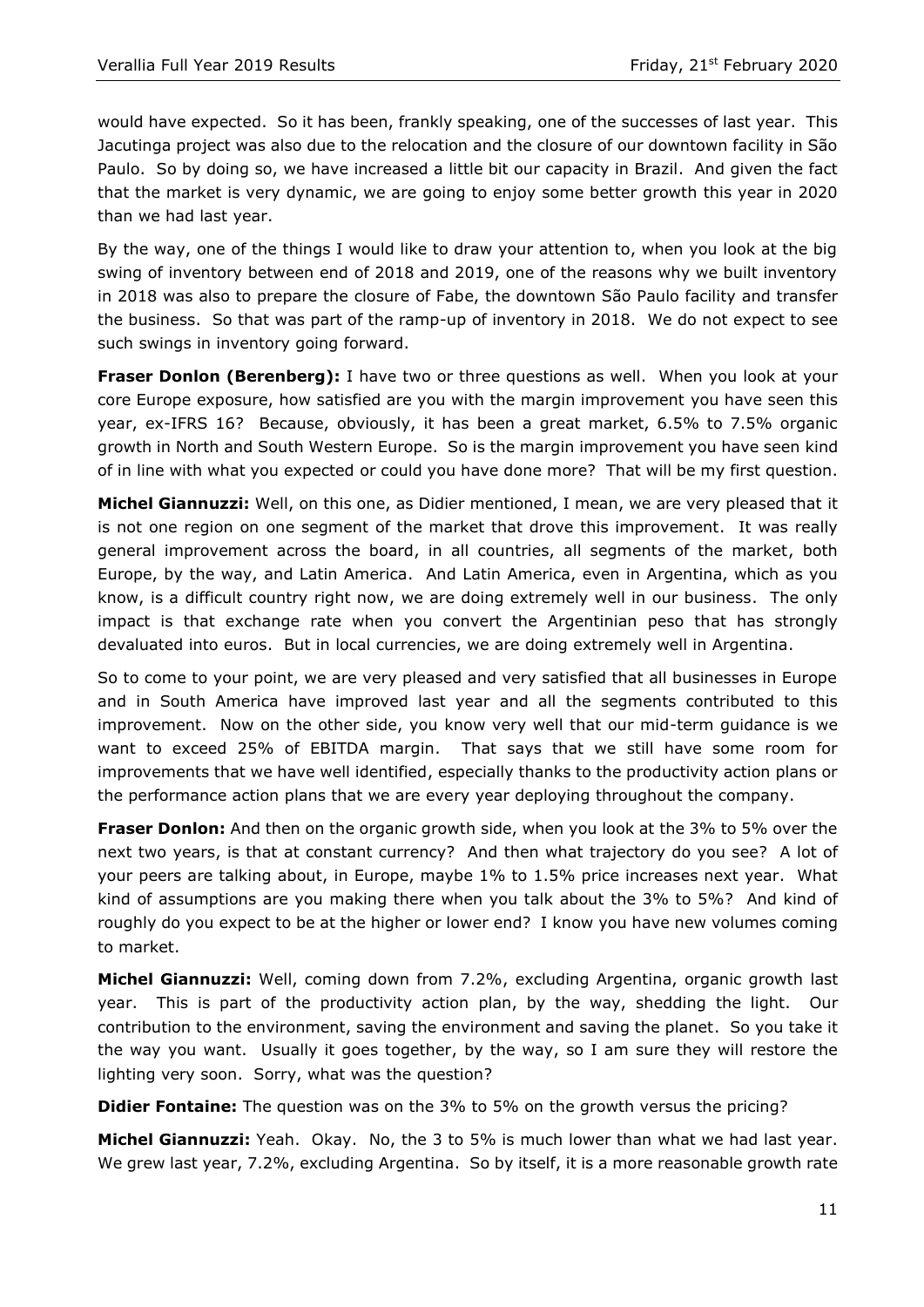would have expected. So it has been, frankly speaking, one of the successes of last year. This Jacutinga project was also due to the relocation and the closure of our downtown facility in São Paulo. So by doing so, we have increased a little bit our capacity in Brazil. And given the fact that the market is very dynamic, we are going to enjoy some better growth this year in 2020 than we had last year.

By the way, one of the things I would like to draw your attention to, when you look at the big swing of inventory between end of 2018 and 2019, one of the reasons why we built inventory in 2018 was also to prepare the closure of Fabe, the downtown São Paulo facility and transfer the business. So that was part of the ramp-up of inventory in 2018. We do not expect to see such swings in inventory going forward.

**Fraser Donlon (Berenberg):** I have two or three questions as well. When you look at your core Europe exposure, how satisfied are you with the margin improvement you have seen this year, ex-IFRS 16? Because, obviously, it has been a great market, 6.5% to 7.5% organic growth in North and South Western Europe. So is the margin improvement you have seen kind of in line with what you expected or could you have done more? That will be my first question.

**Michel Giannuzzi:** Well, on this one, as Didier mentioned, I mean, we are very pleased that it is not one region on one segment of the market that drove this improvement. It was really general improvement across the board, in all countries, all segments of the market, both Europe, by the way, and Latin America. And Latin America, even in Argentina, which as you know, is a difficult country right now, we are doing extremely well in our business. The only impact is that exchange rate when you convert the Argentinian peso that has strongly devaluated into euros. But in local currencies, we are doing extremely well in Argentina.

So to come to your point, we are very pleased and very satisfied that all businesses in Europe and in South America have improved last year and all the segments contributed to this improvement. Now on the other side, you know very well that our mid-term guidance is we want to exceed 25% of EBITDA margin. That says that we still have some room for improvements that we have well identified, especially thanks to the productivity action plans or the performance action plans that we are every year deploying throughout the company.

**Fraser Donlon:** And then on the organic growth side, when you look at the 3% to 5% over the next two years, is that at constant currency? And then what trajectory do you see? A lot of your peers are talking about, in Europe, maybe 1% to 1.5% price increases next year. What kind of assumptions are you making there when you talk about the 3% to 5%? And kind of roughly do you expect to be at the higher or lower end? I know you have new volumes coming to market.

**Michel Giannuzzi:** Well, coming down from 7.2%, excluding Argentina, organic growth last year. This is part of the productivity action plan, by the way, shedding the light. Our contribution to the environment, saving the environment and saving the planet. So you take it the way you want. Usually it goes together, by the way, so I am sure they will restore the lighting very soon. Sorry, what was the question?

**Didier Fontaine:** The question was on the 3% to 5% on the growth versus the pricing?

**Michel Giannuzzi:** Yeah. Okay. No, the 3 to 5% is much lower than what we had last year. We grew last year, 7.2%, excluding Argentina. So by itself, it is a more reasonable growth rate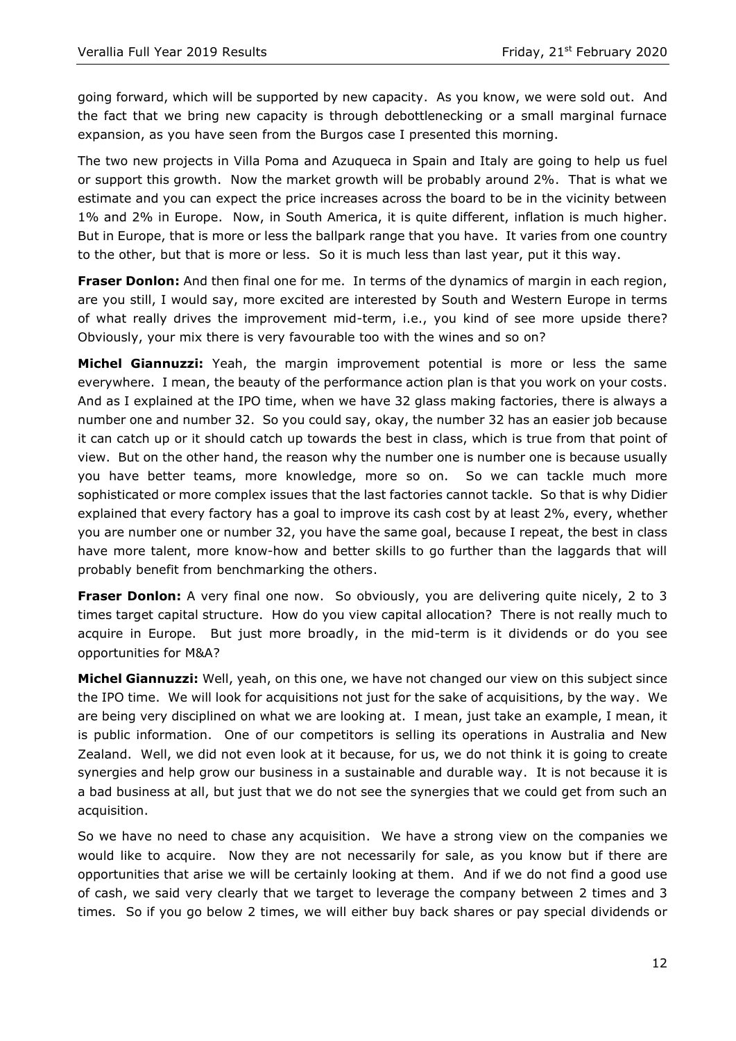going forward, which will be supported by new capacity. As you know, we were sold out. And the fact that we bring new capacity is through debottlenecking or a small marginal furnace expansion, as you have seen from the Burgos case I presented this morning.

The two new projects in Villa Poma and Azuqueca in Spain and Italy are going to help us fuel or support this growth. Now the market growth will be probably around 2%. That is what we estimate and you can expect the price increases across the board to be in the vicinity between 1% and 2% in Europe. Now, in South America, it is quite different, inflation is much higher. But in Europe, that is more or less the ballpark range that you have. It varies from one country to the other, but that is more or less. So it is much less than last year, put it this way.

**Fraser Donlon:** And then final one for me. In terms of the dynamics of margin in each region, are you still, I would say, more excited are interested by South and Western Europe in terms of what really drives the improvement mid-term, i.e., you kind of see more upside there? Obviously, your mix there is very favourable too with the wines and so on?

**Michel Giannuzzi:** Yeah, the margin improvement potential is more or less the same everywhere. I mean, the beauty of the performance action plan is that you work on your costs. And as I explained at the IPO time, when we have 32 glass making factories, there is always a number one and number 32. So you could say, okay, the number 32 has an easier job because it can catch up or it should catch up towards the best in class, which is true from that point of view. But on the other hand, the reason why the number one is number one is because usually you have better teams, more knowledge, more so on. So we can tackle much more sophisticated or more complex issues that the last factories cannot tackle. So that is why Didier explained that every factory has a goal to improve its cash cost by at least 2%, every, whether you are number one or number 32, you have the same goal, because I repeat, the best in class have more talent, more know-how and better skills to go further than the laggards that will probably benefit from benchmarking the others.

**Fraser Donlon:** A very final one now. So obviously, you are delivering quite nicely, 2 to 3 times target capital structure. How do you view capital allocation? There is not really much to acquire in Europe. But just more broadly, in the mid-term is it dividends or do you see opportunities for M&A?

**Michel Giannuzzi:** Well, yeah, on this one, we have not changed our view on this subject since the IPO time. We will look for acquisitions not just for the sake of acquisitions, by the way. We are being very disciplined on what we are looking at. I mean, just take an example, I mean, it is public information. One of our competitors is selling its operations in Australia and New Zealand. Well, we did not even look at it because, for us, we do not think it is going to create synergies and help grow our business in a sustainable and durable way. It is not because it is a bad business at all, but just that we do not see the synergies that we could get from such an acquisition.

So we have no need to chase any acquisition. We have a strong view on the companies we would like to acquire. Now they are not necessarily for sale, as you know but if there are opportunities that arise we will be certainly looking at them. And if we do not find a good use of cash, we said very clearly that we target to leverage the company between 2 times and 3 times. So if you go below 2 times, we will either buy back shares or pay special dividends or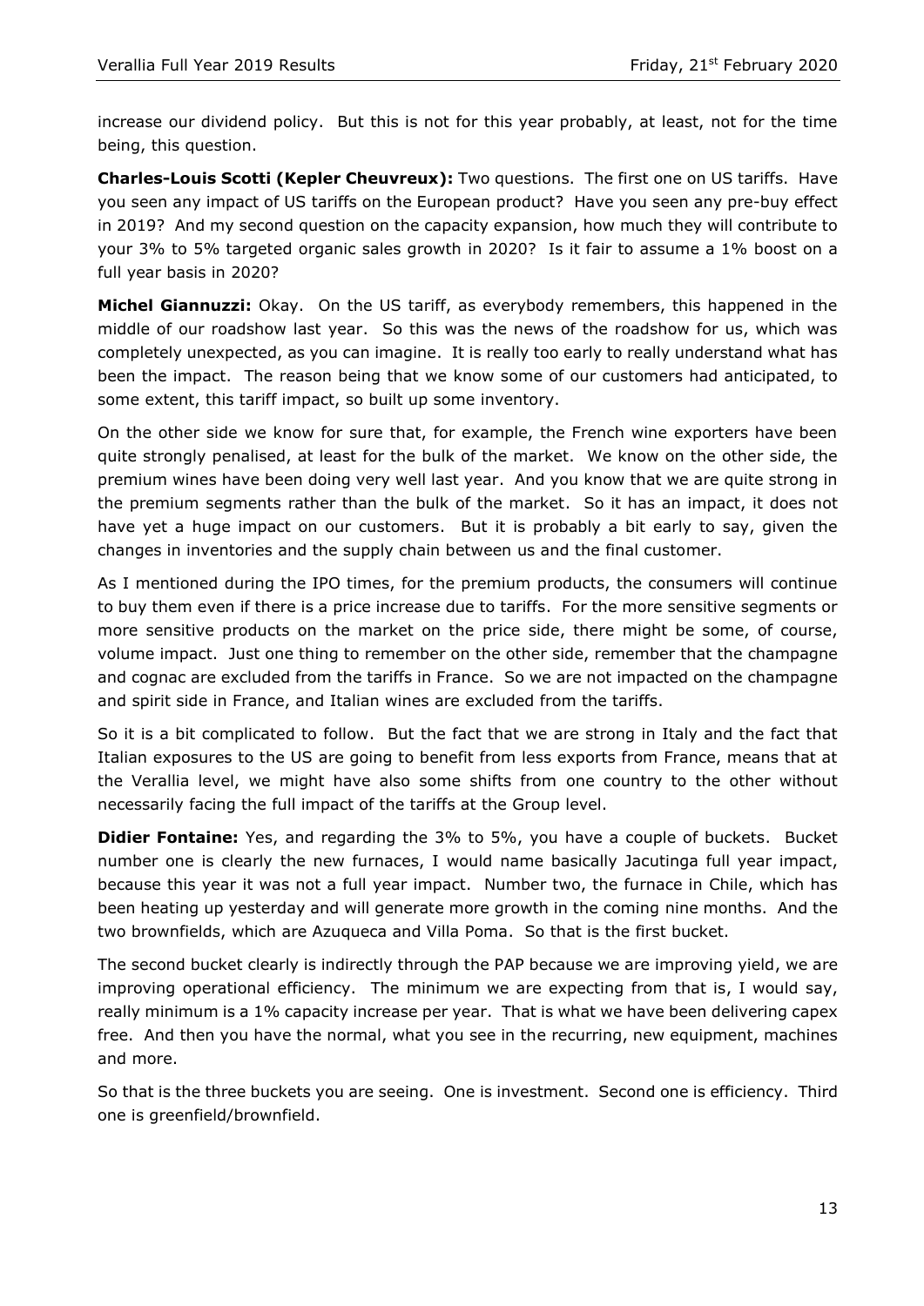increase our dividend policy. But this is not for this year probably, at least, not for the time being, this question.

**Charles-Louis Scotti (Kepler Cheuvreux):** Two questions. The first one on US tariffs. Have you seen any impact of US tariffs on the European product? Have you seen any pre-buy effect in 2019? And my second question on the capacity expansion, how much they will contribute to your 3% to 5% targeted organic sales growth in 2020? Is it fair to assume a 1% boost on a full year basis in 2020?

**Michel Giannuzzi:** Okay. On the US tariff, as everybody remembers, this happened in the middle of our roadshow last year. So this was the news of the roadshow for us, which was completely unexpected, as you can imagine. It is really too early to really understand what has been the impact. The reason being that we know some of our customers had anticipated, to some extent, this tariff impact, so built up some inventory.

On the other side we know for sure that, for example, the French wine exporters have been quite strongly penalised, at least for the bulk of the market. We know on the other side, the premium wines have been doing very well last year. And you know that we are quite strong in the premium segments rather than the bulk of the market. So it has an impact, it does not have yet a huge impact on our customers. But it is probably a bit early to say, given the changes in inventories and the supply chain between us and the final customer.

As I mentioned during the IPO times, for the premium products, the consumers will continue to buy them even if there is a price increase due to tariffs. For the more sensitive segments or more sensitive products on the market on the price side, there might be some, of course, volume impact. Just one thing to remember on the other side, remember that the champagne and cognac are excluded from the tariffs in France. So we are not impacted on the champagne and spirit side in France, and Italian wines are excluded from the tariffs.

So it is a bit complicated to follow. But the fact that we are strong in Italy and the fact that Italian exposures to the US are going to benefit from less exports from France, means that at the Verallia level, we might have also some shifts from one country to the other without necessarily facing the full impact of the tariffs at the Group level.

**Didier Fontaine:** Yes, and regarding the 3% to 5%, you have a couple of buckets. Bucket number one is clearly the new furnaces, I would name basically Jacutinga full year impact, because this year it was not a full year impact. Number two, the furnace in Chile, which has been heating up yesterday and will generate more growth in the coming nine months. And the two brownfields, which are Azuqueca and Villa Poma. So that is the first bucket.

The second bucket clearly is indirectly through the PAP because we are improving yield, we are improving operational efficiency. The minimum we are expecting from that is, I would say, really minimum is a 1% capacity increase per year. That is what we have been delivering capex free. And then you have the normal, what you see in the recurring, new equipment, machines and more.

So that is the three buckets you are seeing. One is investment. Second one is efficiency. Third one is greenfield/brownfield.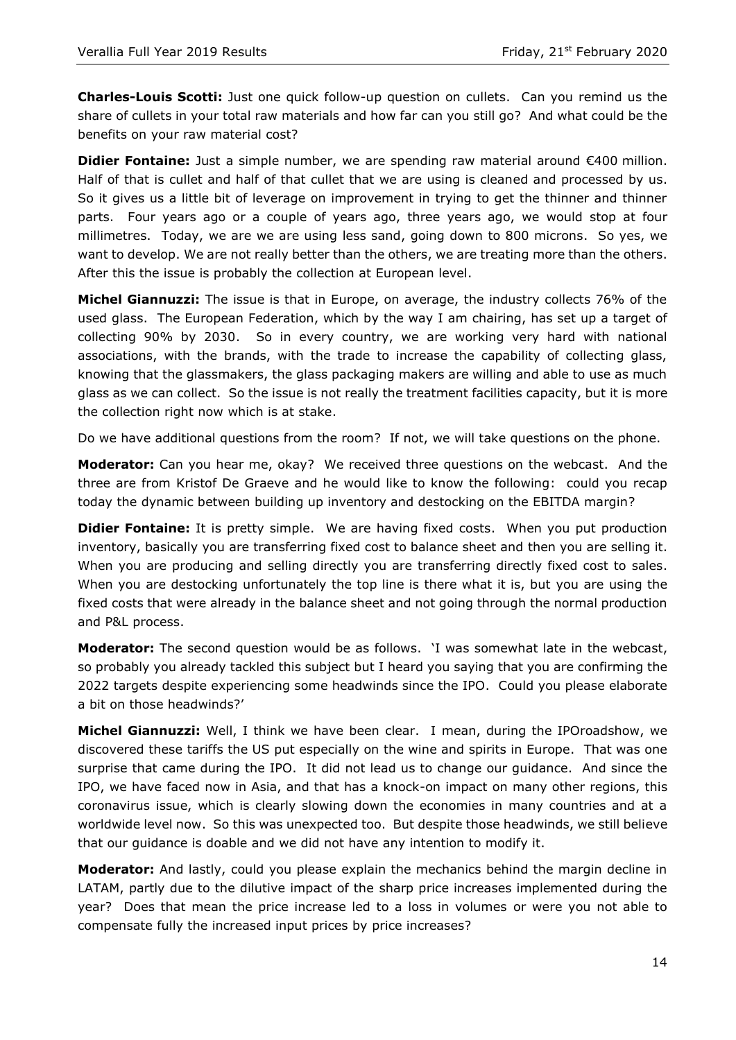**Charles-Louis Scotti:** Just one quick follow-up question on cullets. Can you remind us the share of cullets in your total raw materials and how far can you still go? And what could be the benefits on your raw material cost?

**Didier Fontaine:** Just a simple number, we are spending raw material around €400 million. Half of that is cullet and half of that cullet that we are using is cleaned and processed by us. So it gives us a little bit of leverage on improvement in trying to get the thinner and thinner parts. Four years ago or a couple of years ago, three years ago, we would stop at four millimetres. Today, we are we are using less sand, going down to 800 microns. So yes, we want to develop. We are not really better than the others, we are treating more than the others. After this the issue is probably the collection at European level.

**Michel Giannuzzi:** The issue is that in Europe, on average, the industry collects 76% of the used glass. The European Federation, which by the way I am chairing, has set up a target of collecting 90% by 2030. So in every country, we are working very hard with national associations, with the brands, with the trade to increase the capability of collecting glass, knowing that the glassmakers, the glass packaging makers are willing and able to use as much glass as we can collect. So the issue is not really the treatment facilities capacity, but it is more the collection right now which is at stake.

Do we have additional questions from the room? If not, we will take questions on the phone.

**Moderator:** Can you hear me, okay? We received three questions on the webcast. And the three are from Kristof De Graeve and he would like to know the following: could you recap today the dynamic between building up inventory and destocking on the EBITDA margin?

**Didier Fontaine:** It is pretty simple. We are having fixed costs. When you put production inventory, basically you are transferring fixed cost to balance sheet and then you are selling it. When you are producing and selling directly you are transferring directly fixed cost to sales. When you are destocking unfortunately the top line is there what it is, but you are using the fixed costs that were already in the balance sheet and not going through the normal production and P&L process.

**Moderator:** The second question would be as follows. 'I was somewhat late in the webcast, so probably you already tackled this subject but I heard you saying that you are confirming the 2022 targets despite experiencing some headwinds since the IPO. Could you please elaborate a bit on those headwinds?'

**Michel Giannuzzi:** Well, I think we have been clear. I mean, during the IPOroadshow, we discovered these tariffs the US put especially on the wine and spirits in Europe. That was one surprise that came during the IPO. It did not lead us to change our guidance. And since the IPO, we have faced now in Asia, and that has a knock-on impact on many other regions, this coronavirus issue, which is clearly slowing down the economies in many countries and at a worldwide level now. So this was unexpected too. But despite those headwinds, we still believe that our guidance is doable and we did not have any intention to modify it.

**Moderator:** And lastly, could you please explain the mechanics behind the margin decline in LATAM, partly due to the dilutive impact of the sharp price increases implemented during the year? Does that mean the price increase led to a loss in volumes or were you not able to compensate fully the increased input prices by price increases?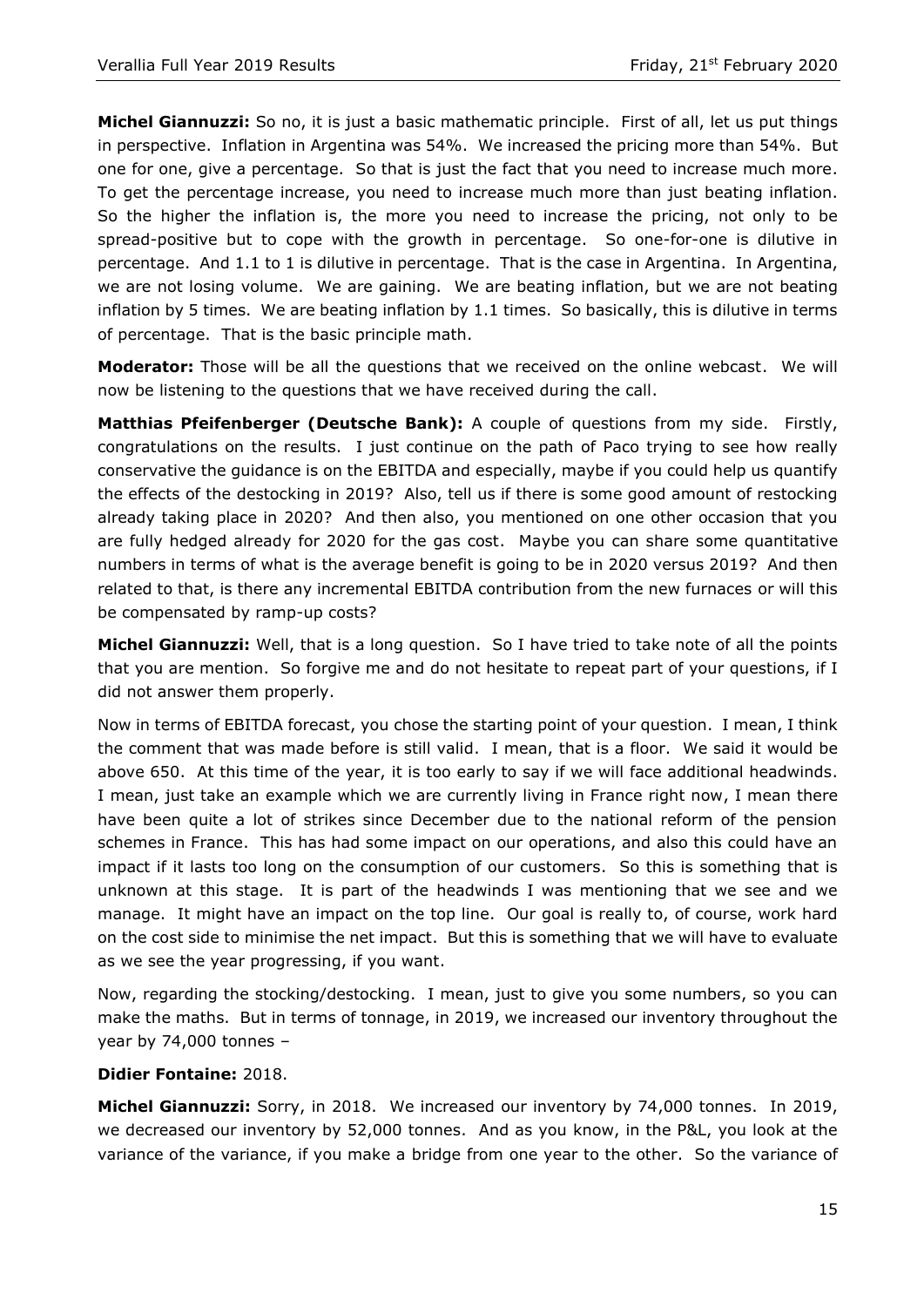**Michel Giannuzzi:** So no, it is just a basic mathematic principle. First of all, let us put things in perspective. Inflation in Argentina was 54%. We increased the pricing more than 54%. But one for one, give a percentage. So that is just the fact that you need to increase much more. To get the percentage increase, you need to increase much more than just beating inflation. So the higher the inflation is, the more you need to increase the pricing, not only to be spread-positive but to cope with the growth in percentage. So one-for-one is dilutive in percentage. And 1.1 to 1 is dilutive in percentage. That is the case in Argentina. In Argentina, we are not losing volume. We are gaining. We are beating inflation, but we are not beating inflation by 5 times. We are beating inflation by 1.1 times. So basically, this is dilutive in terms of percentage. That is the basic principle math.

**Moderator:** Those will be all the questions that we received on the online webcast. We will now be listening to the questions that we have received during the call.

**Matthias Pfeifenberger (Deutsche Bank):** A couple of questions from my side. Firstly, congratulations on the results. I just continue on the path of Paco trying to see how really conservative the guidance is on the EBITDA and especially, maybe if you could help us quantify the effects of the destocking in 2019? Also, tell us if there is some good amount of restocking already taking place in 2020? And then also, you mentioned on one other occasion that you are fully hedged already for 2020 for the gas cost. Maybe you can share some quantitative numbers in terms of what is the average benefit is going to be in 2020 versus 2019? And then related to that, is there any incremental EBITDA contribution from the new furnaces or will this be compensated by ramp-up costs?

**Michel Giannuzzi:** Well, that is a long question. So I have tried to take note of all the points that you are mention. So forgive me and do not hesitate to repeat part of your questions, if I did not answer them properly.

Now in terms of EBITDA forecast, you chose the starting point of your question. I mean, I think the comment that was made before is still valid. I mean, that is a floor. We said it would be above 650. At this time of the year, it is too early to say if we will face additional headwinds. I mean, just take an example which we are currently living in France right now, I mean there have been quite a lot of strikes since December due to the national reform of the pension schemes in France. This has had some impact on our operations, and also this could have an impact if it lasts too long on the consumption of our customers. So this is something that is unknown at this stage. It is part of the headwinds I was mentioning that we see and we manage. It might have an impact on the top line. Our goal is really to, of course, work hard on the cost side to minimise the net impact. But this is something that we will have to evaluate as we see the year progressing, if you want.

Now, regarding the stocking/destocking. I mean, just to give you some numbers, so you can make the maths. But in terms of tonnage, in 2019, we increased our inventory throughout the year by 74,000 tonnes –

**Didier Fontaine:** 2018.

**Michel Giannuzzi:** Sorry, in 2018. We increased our inventory by 74,000 tonnes. In 2019, we decreased our inventory by 52,000 tonnes. And as you know, in the P&L, you look at the variance of the variance, if you make a bridge from one year to the other. So the variance of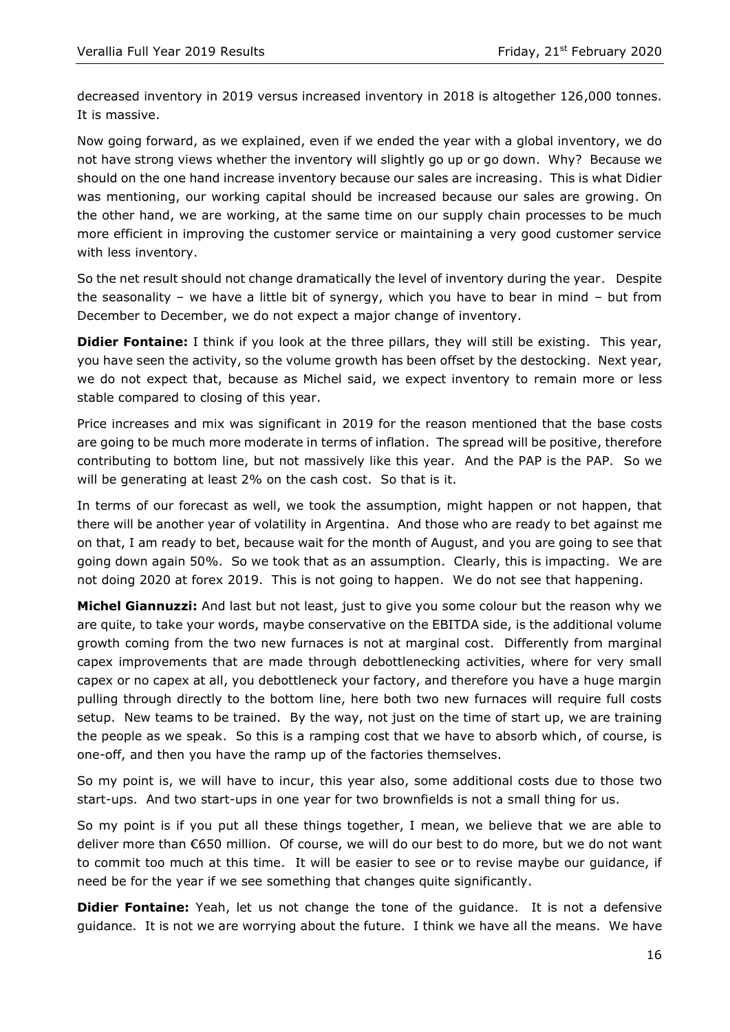decreased inventory in 2019 versus increased inventory in 2018 is altogether 126,000 tonnes. It is massive.

Now going forward, as we explained, even if we ended the year with a global inventory, we do not have strong views whether the inventory will slightly go up or go down. Why? Because we should on the one hand increase inventory because our sales are increasing. This is what Didier was mentioning, our working capital should be increased because our sales are growing. On the other hand, we are working, at the same time on our supply chain processes to be much more efficient in improving the customer service or maintaining a very good customer service with less inventory.

So the net result should not change dramatically the level of inventory during the year. Despite the seasonality – we have a little bit of synergy, which you have to bear in mind – but from December to December, we do not expect a major change of inventory.

**Didier Fontaine:** I think if you look at the three pillars, they will still be existing. This year, you have seen the activity, so the volume growth has been offset by the destocking. Next year, we do not expect that, because as Michel said, we expect inventory to remain more or less stable compared to closing of this year.

Price increases and mix was significant in 2019 for the reason mentioned that the base costs are going to be much more moderate in terms of inflation. The spread will be positive, therefore contributing to bottom line, but not massively like this year. And the PAP is the PAP. So we will be generating at least 2% on the cash cost. So that is it.

In terms of our forecast as well, we took the assumption, might happen or not happen, that there will be another year of volatility in Argentina. And those who are ready to bet against me on that, I am ready to bet, because wait for the month of August, and you are going to see that going down again 50%. So we took that as an assumption. Clearly, this is impacting. We are not doing 2020 at forex 2019. This is not going to happen. We do not see that happening.

**Michel Giannuzzi:** And last but not least, just to give you some colour but the reason why we are quite, to take your words, maybe conservative on the EBITDA side, is the additional volume growth coming from the two new furnaces is not at marginal cost. Differently from marginal capex improvements that are made through debottlenecking activities, where for very small capex or no capex at all, you debottleneck your factory, and therefore you have a huge margin pulling through directly to the bottom line, here both two new furnaces will require full costs setup. New teams to be trained. By the way, not just on the time of start up, we are training the people as we speak. So this is a ramping cost that we have to absorb which, of course, is one-off, and then you have the ramp up of the factories themselves.

So my point is, we will have to incur, this year also, some additional costs due to those two start-ups. And two start-ups in one year for two brownfields is not a small thing for us.

So my point is if you put all these things together, I mean, we believe that we are able to deliver more than €650 million. Of course, we will do our best to do more, but we do not want to commit too much at this time. It will be easier to see or to revise maybe our guidance, if need be for the year if we see something that changes quite significantly.

**Didier Fontaine:** Yeah, let us not change the tone of the guidance. It is not a defensive guidance. It is not we are worrying about the future. I think we have all the means. We have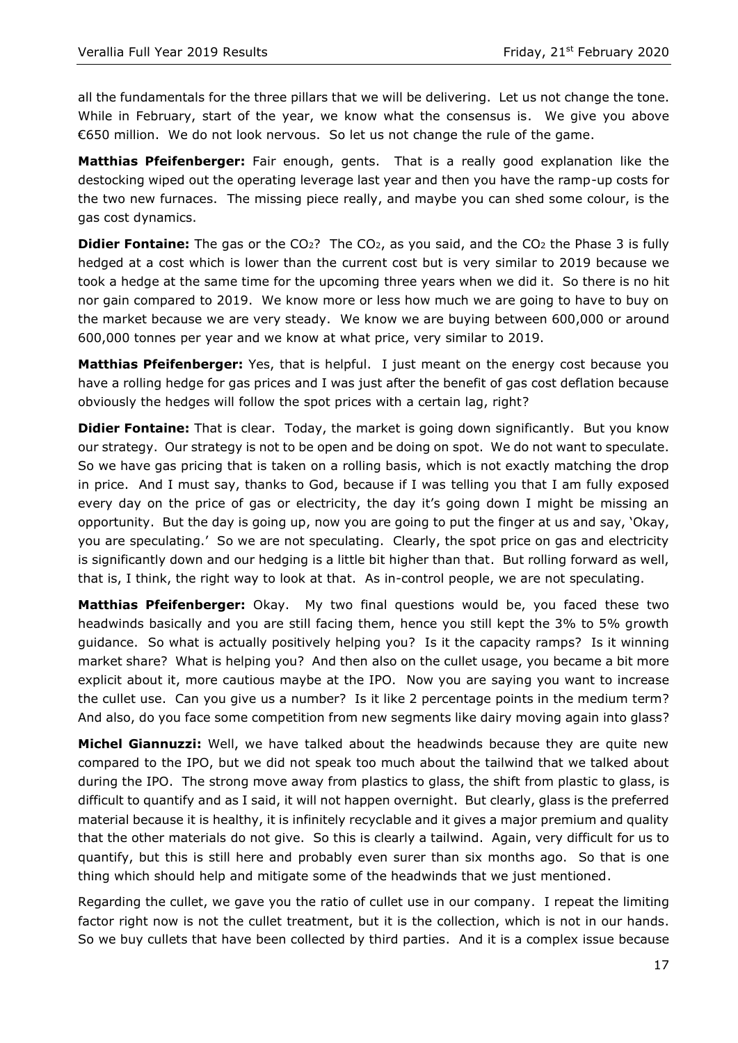all the fundamentals for the three pillars that we will be delivering. Let us not change the tone. While in February, start of the year, we know what the consensus is. We give you above €650 million. We do not look nervous. So let us not change the rule of the game.

**Matthias Pfeifenberger:** Fair enough, gents. That is a really good explanation like the destocking wiped out the operating leverage last year and then you have the ramp-up costs for the two new furnaces. The missing piece really, and maybe you can shed some colour, is the gas cost dynamics.

**Didier Fontaine:** The gas or the $CO_2$? The $CO_2$, as you said, and the $CO_2$ the Phase 3 is fully hedged at a cost which is lower than the current cost but is very similar to 2019 because we took a hedge at the same time for the upcoming three years when we did it. So there is no hit nor gain compared to 2019. We know more or less how much we are going to have to buy on the market because we are very steady. We know we are buying between 600,000 or around 600,000 tonnes per year and we know at what price, very similar to 2019.

**Matthias Pfeifenberger:** Yes, that is helpful. I just meant on the energy cost because you have a rolling hedge for gas prices and I was just after the benefit of gas cost deflation because obviously the hedges will follow the spot prices with a certain lag, right?

**Didier Fontaine:** That is clear. Today, the market is going down significantly. But you know our strategy. Our strategy is not to be open and be doing on spot. We do not want to speculate. So we have gas pricing that is taken on a rolling basis, which is not exactly matching the drop in price. And I must say, thanks to God, because if I was telling you that I am fully exposed every day on the price of gas or electricity, the day it's going down I might be missing an opportunity. But the day is going up, now you are going to put the finger at us and say, 'Okay, you are speculating.' So we are not speculating. Clearly, the spot price on gas and electricity is significantly down and our hedging is a little bit higher than that. But rolling forward as well, that is, I think, the right way to look at that. As in-control people, we are not speculating.

**Matthias Pfeifenberger:** Okay. My two final questions would be, you faced these two headwinds basically and you are still facing them, hence you still kept the 3% to 5% growth guidance. So what is actually positively helping you? Is it the capacity ramps? Is it winning market share? What is helping you? And then also on the cullet usage, you became a bit more explicit about it, more cautious maybe at the IPO. Now you are saying you want to increase the cullet use. Can you give us a number? Is it like 2 percentage points in the medium term? And also, do you face some competition from new segments like dairy moving again into glass?

**Michel Giannuzzi:** Well, we have talked about the headwinds because they are quite new compared to the IPO, but we did not speak too much about the tailwind that we talked about during the IPO. The strong move away from plastics to glass, the shift from plastic to glass, is difficult to quantify and as I said, it will not happen overnight. But clearly, glass is the preferred material because it is healthy, it is infinitely recyclable and it gives a major premium and quality that the other materials do not give. So this is clearly a tailwind. Again, very difficult for us to quantify, but this is still here and probably even surer than six months ago. So that is one thing which should help and mitigate some of the headwinds that we just mentioned.

Regarding the cullet, we gave you the ratio of cullet use in our company. I repeat the limiting factor right now is not the cullet treatment, but it is the collection, which is not in our hands. So we buy cullets that have been collected by third parties. And it is a complex issue because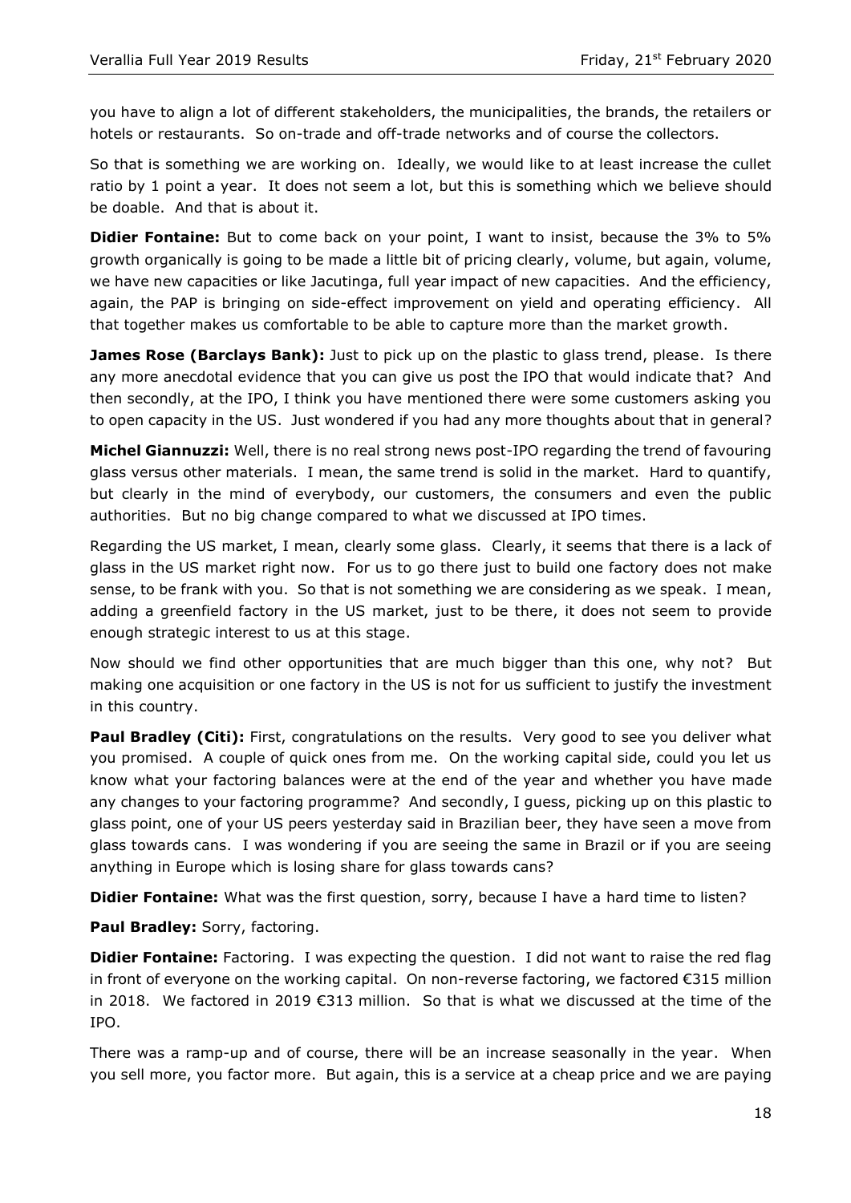you have to align a lot of different stakeholders, the municipalities, the brands, the retailers or hotels or restaurants. So on-trade and off-trade networks and of course the collectors.

So that is something we are working on. Ideally, we would like to at least increase the cullet ratio by 1 point a year. It does not seem a lot, but this is something which we believe should be doable. And that is about it.

**Didier Fontaine:** But to come back on your point, I want to insist, because the 3% to 5% growth organically is going to be made a little bit of pricing clearly, volume, but again, volume, we have new capacities or like Jacutinga, full year impact of new capacities. And the efficiency, again, the PAP is bringing on side-effect improvement on yield and operating efficiency. All that together makes us comfortable to be able to capture more than the market growth.

**James Rose (Barclays Bank):** Just to pick up on the plastic to glass trend, please. Is there any more anecdotal evidence that you can give us post the IPO that would indicate that? And then secondly, at the IPO, I think you have mentioned there were some customers asking you to open capacity in the US. Just wondered if you had any more thoughts about that in general?

**Michel Giannuzzi:** Well, there is no real strong news post-IPO regarding the trend of favouring glass versus other materials. I mean, the same trend is solid in the market. Hard to quantify, but clearly in the mind of everybody, our customers, the consumers and even the public authorities. But no big change compared to what we discussed at IPO times.

Regarding the US market, I mean, clearly some glass. Clearly, it seems that there is a lack of glass in the US market right now. For us to go there just to build one factory does not make sense, to be frank with you. So that is not something we are considering as we speak. I mean, adding a greenfield factory in the US market, just to be there, it does not seem to provide enough strategic interest to us at this stage.

Now should we find other opportunities that are much bigger than this one, why not? But making one acquisition or one factory in the US is not for us sufficient to justify the investment in this country.

**Paul Bradley (Citi):** First, congratulations on the results. Very good to see you deliver what you promised. A couple of quick ones from me. On the working capital side, could you let us know what your factoring balances were at the end of the year and whether you have made any changes to your factoring programme? And secondly, I guess, picking up on this plastic to glass point, one of your US peers yesterday said in Brazilian beer, they have seen a move from glass towards cans. I was wondering if you are seeing the same in Brazil or if you are seeing anything in Europe which is losing share for glass towards cans?

**Didier Fontaine:** What was the first question, sorry, because I have a hard time to listen?

**Paul Bradley:** Sorry, factoring.

**Didier Fontaine:** Factoring. I was expecting the question. I did not want to raise the red flag in front of everyone on the working capital. On non-reverse factoring, we factored €315 million in 2018. We factored in 2019 €313 million. So that is what we discussed at the time of the IPO.

There was a ramp-up and of course, there will be an increase seasonally in the year. When you sell more, you factor more. But again, this is a service at a cheap price and we are paying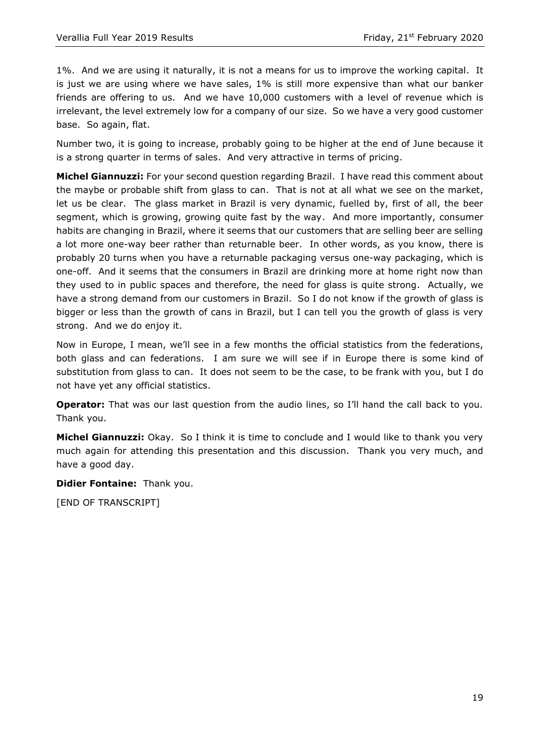1%. And we are using it naturally, it is not a means for us to improve the working capital. It is just we are using where we have sales, 1% is still more expensive than what our banker friends are offering to us. And we have 10,000 customers with a level of revenue which is irrelevant, the level extremely low for a company of our size. So we have a very good customer base. So again, flat.

Number two, it is going to increase, probably going to be higher at the end of June because it is a strong quarter in terms of sales. And very attractive in terms of pricing.

**Michel Giannuzzi:** For your second question regarding Brazil. I have read this comment about the maybe or probable shift from glass to can. That is not at all what we see on the market, let us be clear. The glass market in Brazil is very dynamic, fuelled by, first of all, the beer segment, which is growing, growing quite fast by the way. And more importantly, consumer habits are changing in Brazil, where it seems that our customers that are selling beer are selling a lot more one-way beer rather than returnable beer. In other words, as you know, there is probably 20 turns when you have a returnable packaging versus one-way packaging, which is one-off. And it seems that the consumers in Brazil are drinking more at home right now than they used to in public spaces and therefore, the need for glass is quite strong. Actually, we have a strong demand from our customers in Brazil. So I do not know if the growth of glass is bigger or less than the growth of cans in Brazil, but I can tell you the growth of glass is very strong. And we do enjoy it.

Now in Europe, I mean, we'll see in a few months the official statistics from the federations, both glass and can federations. I am sure we will see if in Europe there is some kind of substitution from glass to can. It does not seem to be the case, to be frank with you, but I do not have yet any official statistics.

**Operator:** That was our last question from the audio lines, so I'll hand the call back to you. Thank you.

**Michel Giannuzzi:** Okay. So I think it is time to conclude and I would like to thank you very much again for attending this presentation and this discussion. Thank you very much, and have a good day.

**Didier Fontaine:** Thank you.

[END OF TRANSCRIPT]